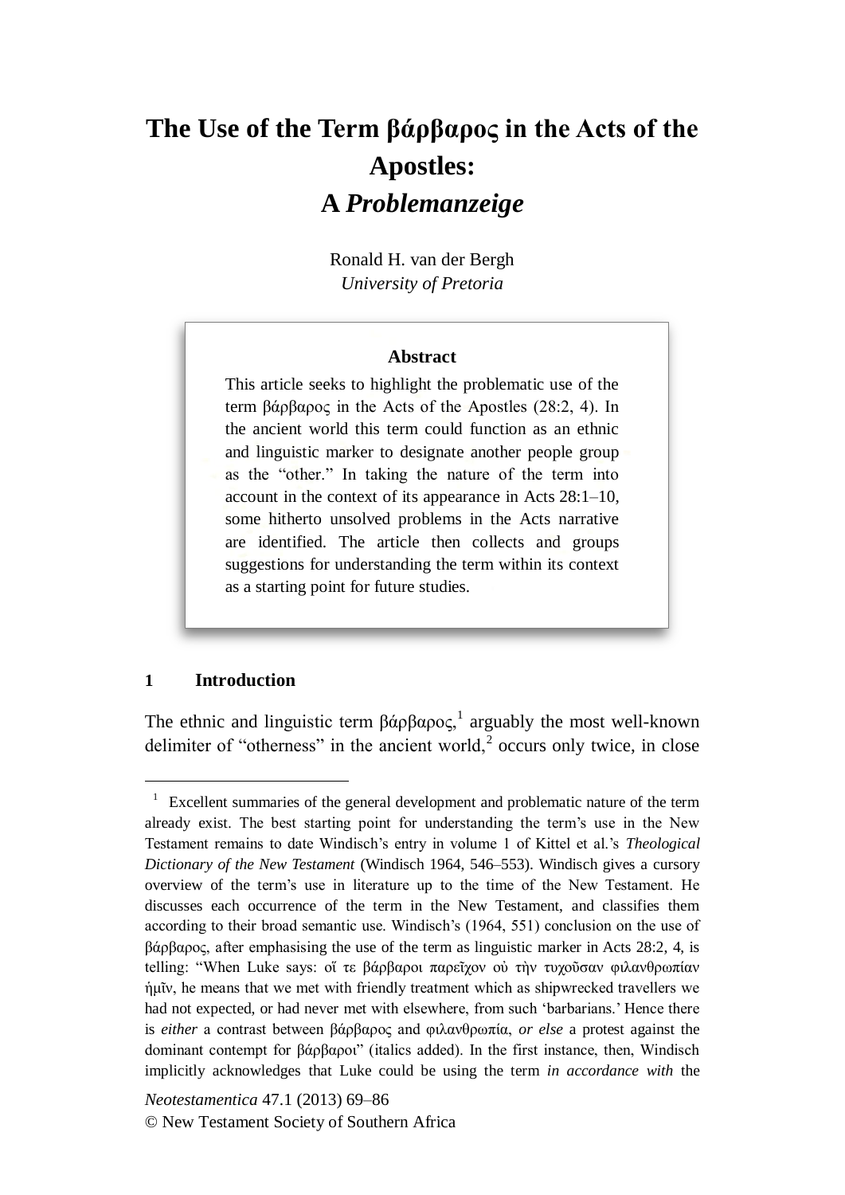# The Use of the Term βάρβαρος in the Acts of the Apostles: A *Problemanzeige*

Ronald H. van der Bergh
*University of Pretoria*

**Abstract**

This article seeks to highlight the problematic use of the term βάρβαρος in the Acts of the Apostles (28:2, 4). In the ancient world this term could function as an ethnic and linguistic marker to designate another people group as the "other." In taking the nature of the term into account in the context of its appearance in Acts 28:1–10, some hitherto unsolved problems in the Acts narrative are identified. The article then collects and groups suggestions for understanding the term within its context as a starting point for future studies.

## 1 Introduction

The ethnic and linguistic term βάρβαρος,[1] arguably the most well-known delimiter of "otherness" in the ancient world,[2] occurs only twice, in close

---

[1] Excellent summaries of the general development and problematic nature of the term already exist. The best starting point for understanding the term's use in the New Testament remains to date Windisch's entry in volume 1 of Kittel et al.'s *Theological Dictionary of the New Testament* (Windisch 1964, 546–553). Windisch gives a cursory overview of the term's use in literature up to the time of the New Testament. He discusses each occurrence of the term in the New Testament, and classifies them according to their broad semantic use. Windisch's (1964, 551) conclusion on the use of βάρβαρος, after emphasising the use of the term as linguistic marker in Acts 28:2, 4, is telling: "When Luke says: οἵ τε βάρβαροι παρεῖχον οὐ τὴν τυχοῦσαν φιλανθρωπίαν ἡμῖν, he means that we met with friendly treatment which as shipwrecked travellers we had not expected, or had never met with elsewhere, from such 'barbarians.' Hence there is *either* a contrast between βάρβαρος and φιλανθρωπία, *or else* a protest against the dominant contempt for βάρβαροι" (italics added). In the first instance, then, Windisch implicitly acknowledges that Luke could be using the term *in accordance with* the

*Neotestamentica* 47.1 (2013) 69–86
© New Testament Society of Southern Africa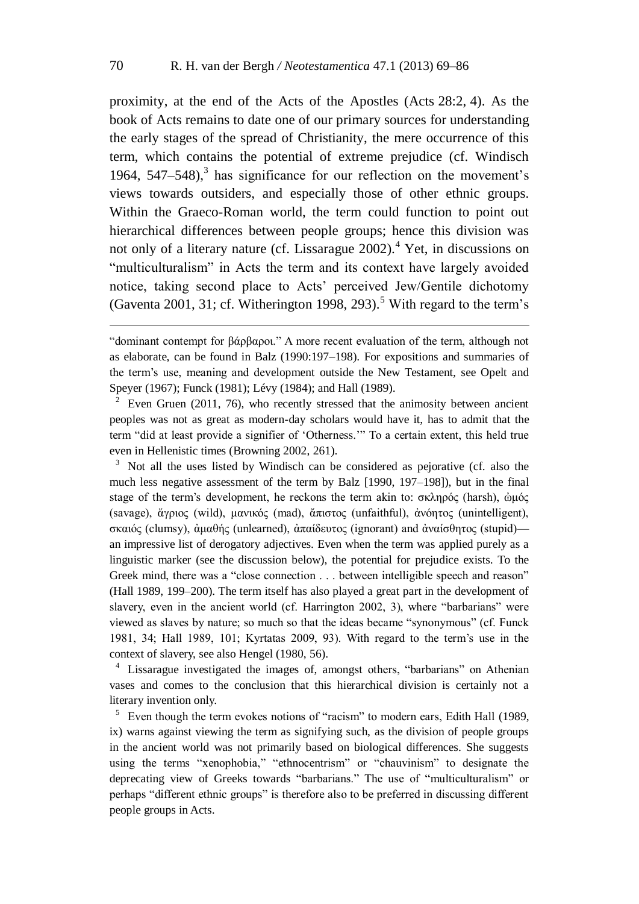proximity, at the end of the Acts of the Apostles (Acts 28:2, 4). As the book of Acts remains to date one of our primary sources for understanding the early stages of the spread of Christianity, the mere occurrence of this term, which contains the potential of extreme prejudice (cf. Windisch 1964, 547–548),[3] has significance for our reflection on the movement's views towards outsiders, and especially those of other ethnic groups. Within the Graeco-Roman world, the term could function to point out hierarchical differences between people groups; hence this division was not only of a literary nature (cf. Lissarague 2002).[4] Yet, in discussions on "multiculturalism" in Acts the term and its context have largely avoided notice, taking second place to Acts' perceived Jew/Gentile dichotomy (Gaventa 2001, 31; cf. Witherington 1998, 293).[5] With regard to the term's

---

"dominant contempt for βάρβαροι." A more recent evaluation of the term, although not as elaborate, can be found in Balz (1990:197–198). For expositions and summaries of the term's use, meaning and development outside the New Testament, see Opelt and Speyer (1967); Funck (1981); Lévy (1984); and Hall (1989).

[2] Even Gruen (2011, 76), who recently stressed that the animosity between ancient peoples was not as great as modern-day scholars would have it, has to admit that the term "did at least provide a signifier of 'Otherness.'" To a certain extent, this held true even in Hellenistic times (Browning 2002, 261).

[3] Not all the uses listed by Windisch can be considered as pejorative (cf. also the much less negative assessment of the term by Balz [1990, 197–198]), but in the final stage of the term's development, he reckons the term akin to: σκληρός (harsh), ὠμός (savage), ἄγριος (wild), μανικός (mad), ἄπιστος (unfaithful), ἀνόητος (unintelligent), σκαιός (clumsy), ἀμαθής (unlearned), ἀπαίδευτος (ignorant) and ἀναίσθητος (stupid)—an impressive list of derogatory adjectives. Even when the term was applied purely as a linguistic marker (see the discussion below), the potential for prejudice exists. To the Greek mind, there was a "close connection . . . between intelligible speech and reason" (Hall 1989, 199–200). The term itself has also played a great part in the development of slavery, even in the ancient world (cf. Harrington 2002, 3), where "barbarians" were viewed as slaves by nature; so much so that the ideas became "synonymous" (cf. Funck 1981, 34; Hall 1989, 101; Kyrtatas 2009, 93). With regard to the term's use in the context of slavery, see also Hengel (1980, 56).

[4] Lissarague investigated the images of, amongst others, "barbarians" on Athenian vases and comes to the conclusion that this hierarchical division is certainly not a literary invention only.

[5] Even though the term evokes notions of "racism" to modern ears, Edith Hall (1989, ix) warns against viewing the term as signifying such, as the division of people groups in the ancient world was not primarily based on biological differences. She suggests using the terms "xenophobia," "ethnocentrism" or "chauvinism" to designate the deprecating view of Greeks towards "barbarians." The use of "multiculturalism" or perhaps "different ethnic groups" is therefore also to be preferred in discussing different people groups in Acts.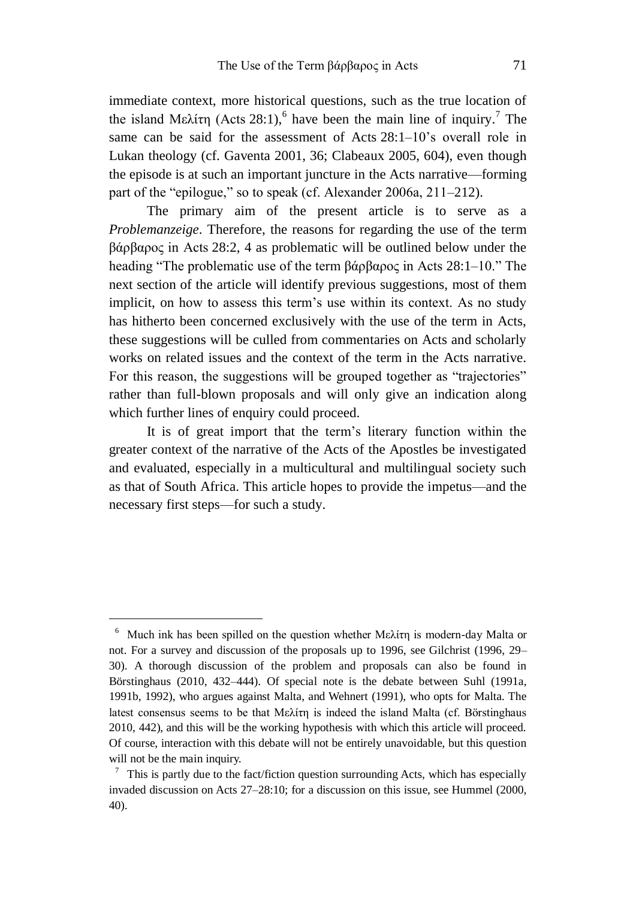immediate context, more historical questions, such as the true location of the island Μελίτη (Acts 28:1),[6] have been the main line of inquiry.[7] The same can be said for the assessment of Acts 28:1–10's overall role in Lukan theology (cf. Gaventa 2001, 36; Clabeaux 2005, 604), even though the episode is at such an important juncture in the Acts narrative—forming part of the "epilogue," so to speak (cf. Alexander 2006a, 211–212).

The primary aim of the present article is to serve as a *Problemanzeige*. Therefore, the reasons for regarding the use of the term βάρβαρος in Acts 28:2, 4 as problematic will be outlined below under the heading "The problematic use of the term βάρβαρος in Acts 28:1–10." The next section of the article will identify previous suggestions, most of them implicit, on how to assess this term's use within its context. As no study has hitherto been concerned exclusively with the use of the term in Acts, these suggestions will be culled from commentaries on Acts and scholarly works on related issues and the context of the term in the Acts narrative. For this reason, the suggestions will be grouped together as "trajectories" rather than full-blown proposals and will only give an indication along which further lines of enquiry could proceed.

It is of great import that the term's literary function within the greater context of the narrative of the Acts of the Apostles be investigated and evaluated, especially in a multicultural and multilingual society such as that of South Africa. This article hopes to provide the impetus—and the necessary first steps—for such a study.

---

[6] Much ink has been spilled on the question whether Μελίτη is modern-day Malta or not. For a survey and discussion of the proposals up to 1996, see Gilchrist (1996, 29–30). A thorough discussion of the problem and proposals can also be found in Börstinghaus (2010, 432–444). Of special note is the debate between Suhl (1991a, 1991b, 1992), who argues against Malta, and Wehnert (1991), who opts for Malta. The latest consensus seems to be that Μελίτη is indeed the island Malta (cf. Börstinghaus 2010, 442), and this will be the working hypothesis with which this article will proceed. Of course, interaction with this debate will not be entirely unavoidable, but this question will not be the main inquiry.

[7] This is partly due to the fact/fiction question surrounding Acts, which has especially invaded discussion on Acts 27–28:10; for a discussion on this issue, see Hummel (2000, 40).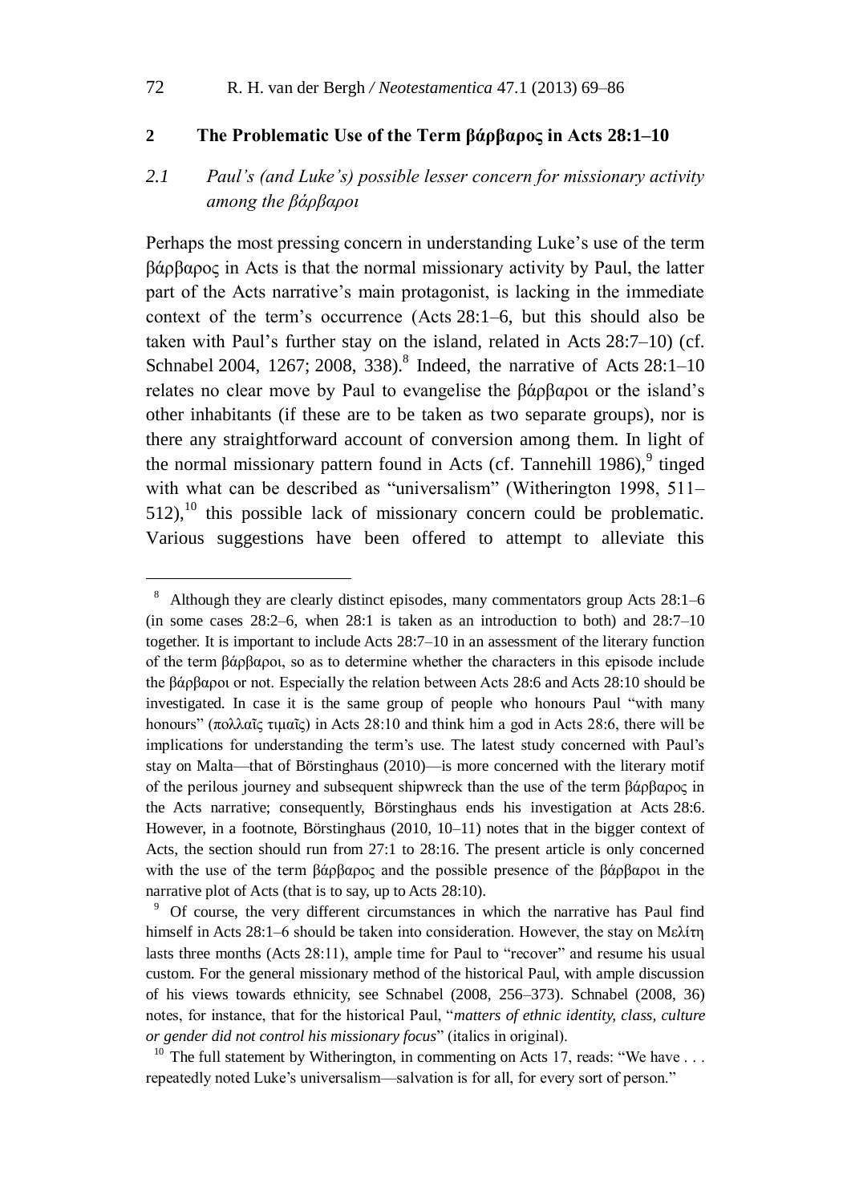## 2 The Problematic Use of the Term βάρβαρος in Acts 28:1–10

### *2.1 Paul's (and Luke's) possible lesser concern for missionary activity among the βάρβαροι*

Perhaps the most pressing concern in understanding Luke's use of the term βάρβαρος in Acts is that the normal missionary activity by Paul, the latter part of the Acts narrative's main protagonist, is lacking in the immediate context of the term's occurrence (Acts 28:1–6, but this should also be taken with Paul's further stay on the island, related in Acts 28:7–10) (cf. Schnabel 2004, 1267; 2008, 338).[8] Indeed, the narrative of Acts 28:1–10 relates no clear move by Paul to evangelise the βάρβαροι or the island's other inhabitants (if these are to be taken as two separate groups), nor is there any straightforward account of conversion among them. In light of the normal missionary pattern found in Acts (cf. Tannehill 1986),[9] tinged with what can be described as "universalism" (Witherington 1998, 511–512),[10] this possible lack of missionary concern could be problematic. Various suggestions have been offered to attempt to alleviate this

---

[8] Although they are clearly distinct episodes, many commentators group Acts 28:1–6 (in some cases 28:2–6, when 28:1 is taken as an introduction to both) and 28:7–10 together. It is important to include Acts 28:7–10 in an assessment of the literary function of the term βάρβαροι, so as to determine whether the characters in this episode include the βάρβαροι or not. Especially the relation between Acts 28:6 and Acts 28:10 should be investigated. In case it is the same group of people who honours Paul "with many honours" (πολλαῖς τιμαῖς) in Acts 28:10 and think him a god in Acts 28:6, there will be implications for understanding the term's use. The latest study concerned with Paul's stay on Malta—that of Börstinghaus (2010)—is more concerned with the literary motif of the perilous journey and subsequent shipwreck than the use of the term βάρβαρος in the Acts narrative; consequently, Börstinghaus ends his investigation at Acts 28:6. However, in a footnote, Börstinghaus (2010, 10–11) notes that in the bigger context of Acts, the section should run from 27:1 to 28:16. The present article is only concerned with the use of the term βάρβαρος and the possible presence of the βάρβαροι in the narrative plot of Acts (that is to say, up to Acts 28:10).

[9] Of course, the very different circumstances in which the narrative has Paul find himself in Acts 28:1–6 should be taken into consideration. However, the stay on Μελίτη lasts three months (Acts 28:11), ample time for Paul to "recover" and resume his usual custom. For the general missionary method of the historical Paul, with ample discussion of his views towards ethnicity, see Schnabel (2008, 256–373). Schnabel (2008, 36) notes, for instance, that for the historical Paul, "*matters of ethnic identity, class, culture or gender did not control his missionary focus*" (italics in original).

[10] The full statement by Witherington, in commenting on Acts 17, reads: "We have . . . repeatedly noted Luke's universalism—salvation is for all, for every sort of person."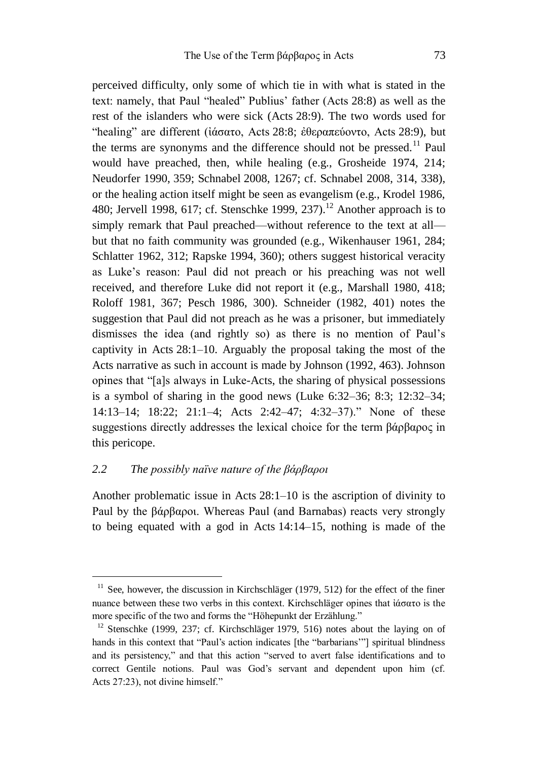perceived difficulty, only some of which tie in with what is stated in the text: namely, that Paul "healed" Publius' father (Acts 28:8) as well as the rest of the islanders who were sick (Acts 28:9). The two words used for "healing" are different (ἰάσατο, Acts 28:8; ἐθεραπεύοντο, Acts 28:9), but the terms are synonyms and the difference should not be pressed.[11] Paul would have preached, then, while healing (e.g., Grosheide 1974, 214; Neudorfer 1990, 359; Schnabel 2008, 1267; cf. Schnabel 2008, 314, 338), or the healing action itself might be seen as evangelism (e.g., Krodel 1986, 480; Jervell 1998, 617; cf. Stenschke 1999, 237).[12] Another approach is to simply remark that Paul preached—without reference to the text at all—but that no faith community was grounded (e.g., Wikenhauser 1961, 284; Schlatter 1962, 312; Rapske 1994, 360); others suggest historical veracity as Luke's reason: Paul did not preach or his preaching was not well received, and therefore Luke did not report it (e.g., Marshall 1980, 418; Roloff 1981, 367; Pesch 1986, 300). Schneider (1982, 401) notes the suggestion that Paul did not preach as he was a prisoner, but immediately dismisses the idea (and rightly so) as there is no mention of Paul's captivity in Acts 28:1–10. Arguably the proposal taking the most of the Acts narrative as such in account is made by Johnson (1992, 463). Johnson opines that "[a]s always in Luke-Acts, the sharing of physical possessions is a symbol of sharing in the good news (Luke 6:32–36; 8:3; 12:32–34; 14:13–14; 18:22; 21:1–4; Acts 2:42–47; 4:32–37)." None of these suggestions directly addresses the lexical choice for the term βάρβαρος in this pericope.

### *2.2 The possibly naïve nature of the βάρβαροι*

Another problematic issue in Acts 28:1–10 is the ascription of divinity to Paul by the βάρβαροι. Whereas Paul (and Barnabas) reacts very strongly to being equated with a god in Acts 14:14–15, nothing is made of the

---

[11] See, however, the discussion in Kirchschläger (1979, 512) for the effect of the finer nuance between these two verbs in this context. Kirchschläger opines that ἰάσατο is the more specific of the two and forms the "Höhepunkt der Erzählung."

[12] Stenschke (1999, 237; cf. Kirchschläger 1979, 516) notes about the laying on of hands in this context that "Paul's action indicates [the "barbarians'"] spiritual blindness and its persistency," and that this action "served to avert false identifications and to correct Gentile notions. Paul was God's servant and dependent upon him (cf. Acts 27:23), not divine himself."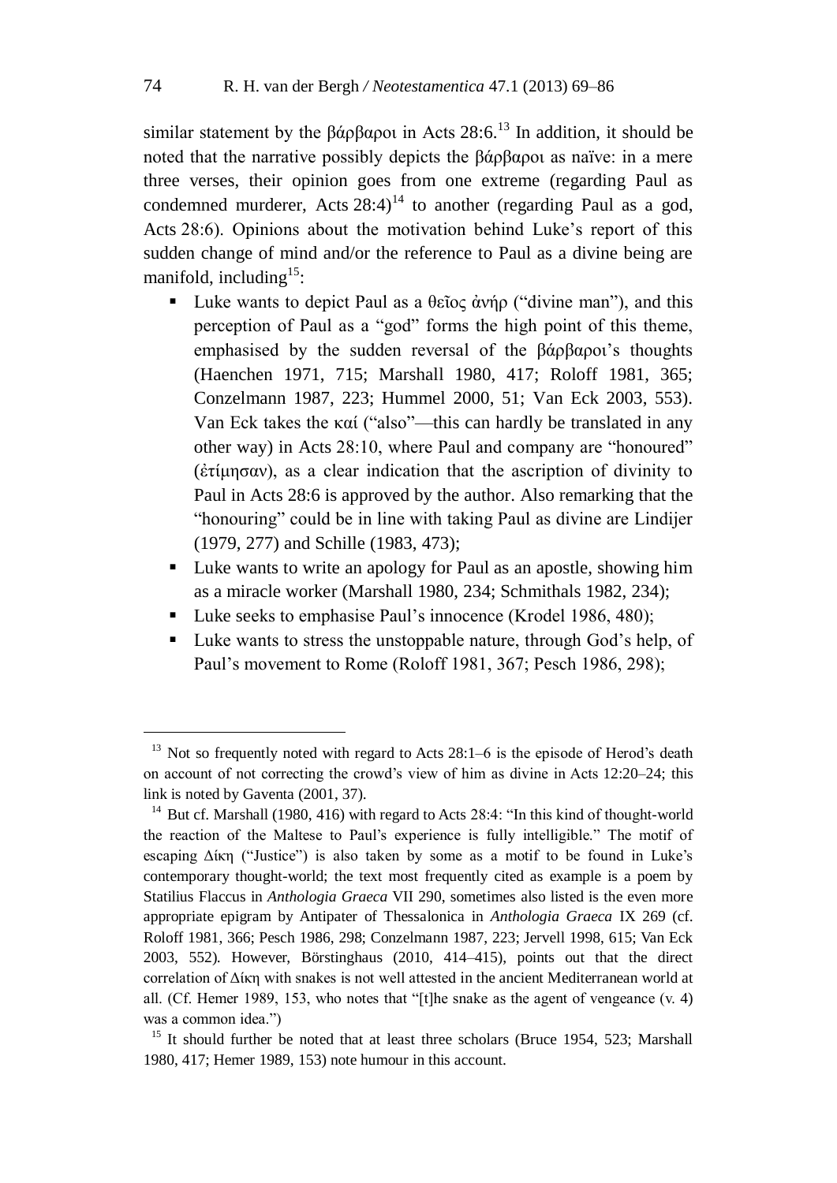similar statement by the βάρβαροι in Acts 28:6.[13] In addition, it should be noted that the narrative possibly depicts the βάρβαροι as naïve: in a mere three verses, their opinion goes from one extreme (regarding Paul as condemned murderer, Acts 28:4)[14] to another (regarding Paul as a god, Acts 28:6). Opinions about the motivation behind Luke's report of this sudden change of mind and/or the reference to Paul as a divine being are manifold, including[15]:

- Luke wants to depict Paul as a θεῖος ἀνήρ ("divine man"), and this perception of Paul as a "god" forms the high point of this theme, emphasised by the sudden reversal of the βάρβαροι's thoughts (Haenchen 1971, 715; Marshall 1980, 417; Roloff 1981, 365; Conzelmann 1987, 223; Hummel 2000, 51; Van Eck 2003, 553). Van Eck takes the καί ("also"—this can hardly be translated in any other way) in Acts 28:10, where Paul and company are "honoured" (ἐτίμησαν), as a clear indication that the ascription of divinity to Paul in Acts 28:6 is approved by the author. Also remarking that the "honouring" could be in line with taking Paul as divine are Lindijer (1979, 277) and Schille (1983, 473);
- Luke wants to write an apology for Paul as an apostle, showing him as a miracle worker (Marshall 1980, 234; Schmithals 1982, 234);
- Luke seeks to emphasise Paul's innocence (Krodel 1986, 480);
- Luke wants to stress the unstoppable nature, through God's help, of Paul's movement to Rome (Roloff 1981, 367; Pesch 1986, 298);

---

[13] Not so frequently noted with regard to Acts 28:1–6 is the episode of Herod's death on account of not correcting the crowd's view of him as divine in Acts 12:20–24; this link is noted by Gaventa (2001, 37).

[14] But cf. Marshall (1980, 416) with regard to Acts 28:4: "In this kind of thought-world the reaction of the Maltese to Paul's experience is fully intelligible." The motif of escaping Δίκη ("Justice") is also taken by some as a motif to be found in Luke's contemporary thought-world; the text most frequently cited as example is a poem by Statilius Flaccus in *Anthologia Graeca* VII 290, sometimes also listed is the even more appropriate epigram by Antipater of Thessalonica in *Anthologia Graeca* IX 269 (cf. Roloff 1981, 366; Pesch 1986, 298; Conzelmann 1987, 223; Jervell 1998, 615; Van Eck 2003, 552). However, Börstinghaus (2010, 414–415), points out that the direct correlation of Δίκη with snakes is not well attested in the ancient Mediterranean world at all. (Cf. Hemer 1989, 153, who notes that "[t]he snake as the agent of vengeance (v. 4) was a common idea.")

[15] It should further be noted that at least three scholars (Bruce 1954, 523; Marshall 1980, 417; Hemer 1989, 153) note humour in this account.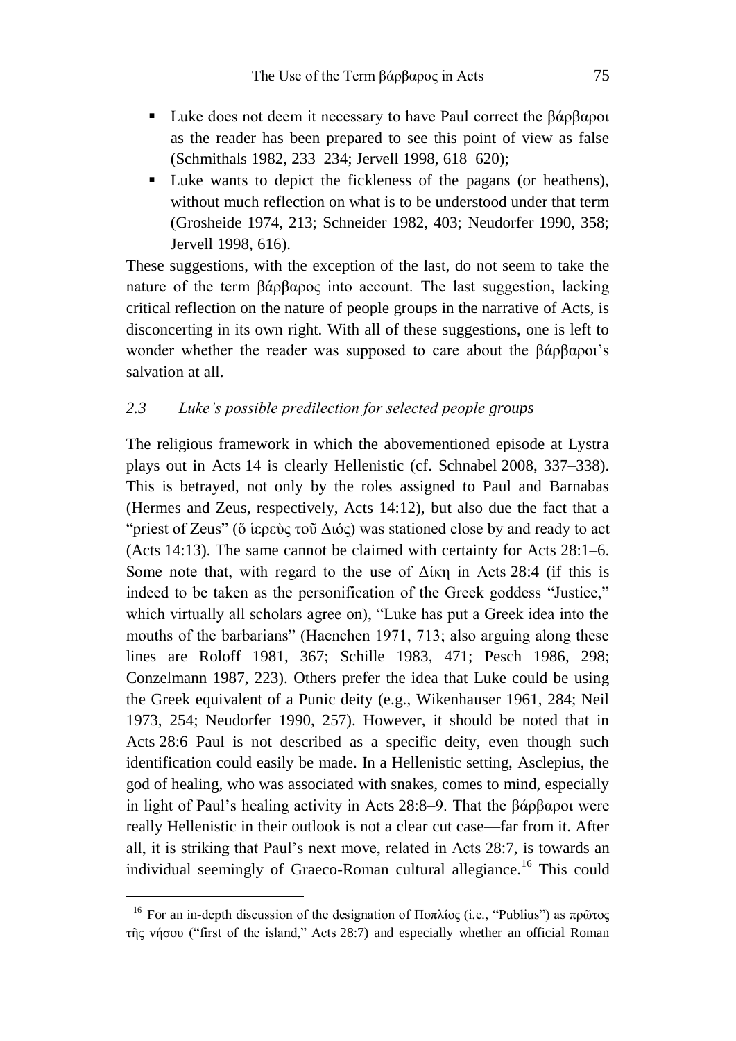- Luke does not deem it necessary to have Paul correct the βάρβαροι as the reader has been prepared to see this point of view as false (Schmithals 1982, 233–234; Jervell 1998, 618–620);
- Luke wants to depict the fickleness of the pagans (or heathens), without much reflection on what is to be understood under that term (Grosheide 1974, 213; Schneider 1982, 403; Neudorfer 1990, 358; Jervell 1998, 616).

These suggestions, with the exception of the last, do not seem to take the nature of the term βάρβαρος into account. The last suggestion, lacking critical reflection on the nature of people groups in the narrative of Acts, is disconcerting in its own right. With all of these suggestions, one is left to wonder whether the reader was supposed to care about the βάρβαροι's salvation at all.

### *2.3 Luke's possible predilection for selected people groups*

The religious framework in which the abovementioned episode at Lystra plays out in Acts 14 is clearly Hellenistic (cf. Schnabel 2008, 337–338). This is betrayed, not only by the roles assigned to Paul and Barnabas (Hermes and Zeus, respectively, Acts 14:12), but also due the fact that a "priest of Zeus" (ὅ ἱερεὺς τοῦ Διός) was stationed close by and ready to act (Acts 14:13). The same cannot be claimed with certainty for Acts 28:1–6. Some note that, with regard to the use of Δίκη in Acts 28:4 (if this is indeed to be taken as the personification of the Greek goddess "Justice," which virtually all scholars agree on), "Luke has put a Greek idea into the mouths of the barbarians" (Haenchen 1971, 713; also arguing along these lines are Roloff 1981, 367; Schille 1983, 471; Pesch 1986, 298; Conzelmann 1987, 223). Others prefer the idea that Luke could be using the Greek equivalent of a Punic deity (e.g., Wikenhauser 1961, 284; Neil 1973, 254; Neudorfer 1990, 257). However, it should be noted that in Acts 28:6 Paul is not described as a specific deity, even though such identification could easily be made. In a Hellenistic setting, Asclepius, the god of healing, who was associated with snakes, comes to mind, especially in light of Paul's healing activity in Acts 28:8–9. That the βάρβαροι were really Hellenistic in their outlook is not a clear cut case—far from it. After all, it is striking that Paul's next move, related in Acts 28:7, is towards an individual seemingly of Graeco-Roman cultural allegiance.[16] This could

[16] For an in-depth discussion of the designation of Ποπλίος (i.e., "Publius") as πρῶτος τῆς νήσου ("first of the island," Acts 28:7) and especially whether an official Roman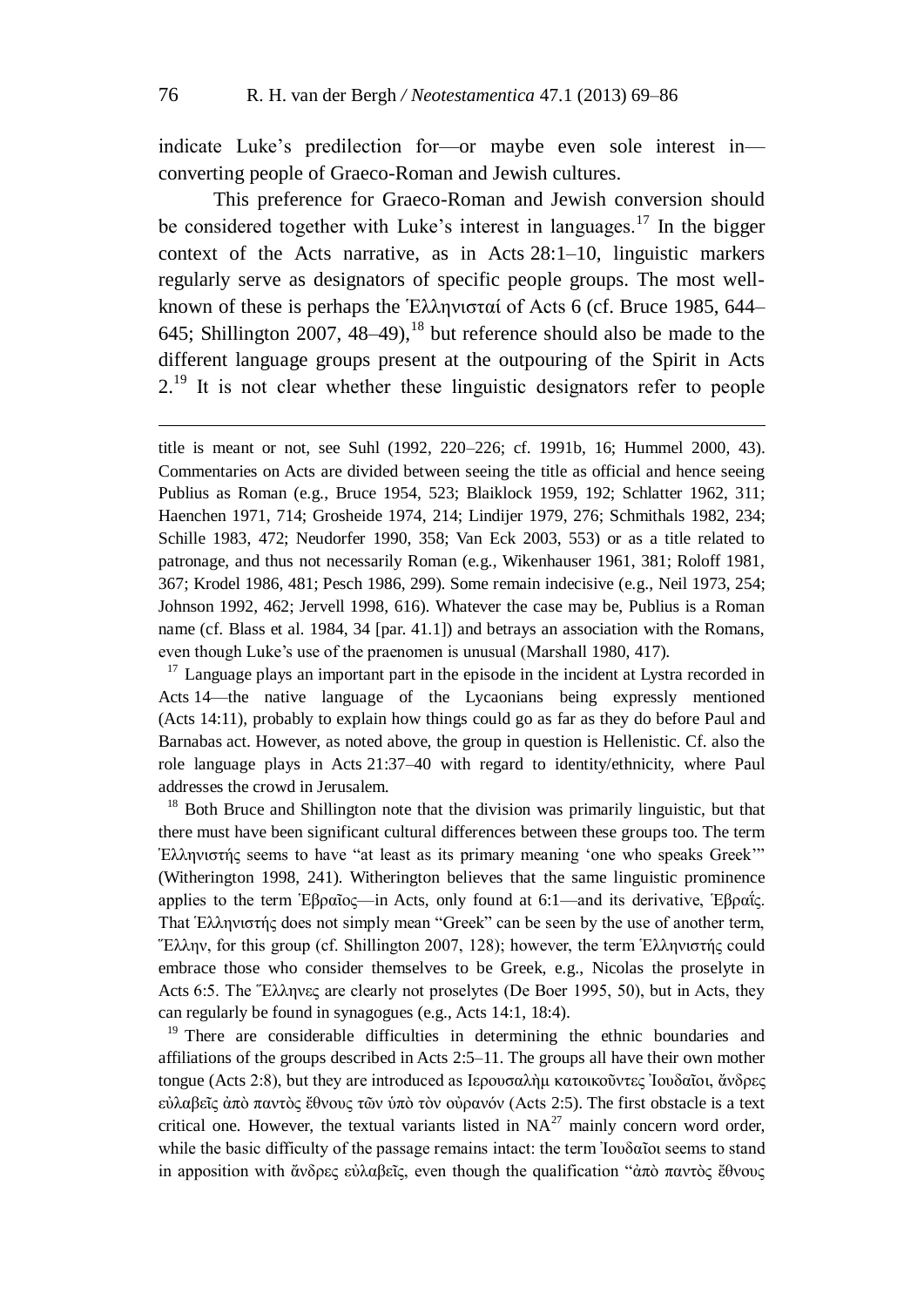indicate Luke's predilection for—or maybe even sole interest in—converting people of Graeco-Roman and Jewish cultures.

This preference for Graeco-Roman and Jewish conversion should be considered together with Luke's interest in languages.[17] In the bigger context of the Acts narrative, as in Acts 28:1–10, linguistic markers regularly serve as designators of specific people groups. The most well-known of these is perhaps the Ἑλληνισταί of Acts 6 (cf. Bruce 1985, 644–645; Shillington 2007, 48–49),[18] but reference should also be made to the different language groups present at the outpouring of the Spirit in Acts 2.[19] It is not clear whether these linguistic designators refer to people

---

title is meant or not, see Suhl (1992, 220–226; cf. 1991b, 16; Hummel 2000, 43). Commentaries on Acts are divided between seeing the title as official and hence seeing Publius as Roman (e.g., Bruce 1954, 523; Blaiklock 1959, 192; Schlatter 1962, 311; Haenchen 1971, 714; Grosheide 1974, 214; Lindijer 1979, 276; Schmithals 1982, 234; Schille 1983, 472; Neudorfer 1990, 358; Van Eck 2003, 553) or as a title related to patronage, and thus not necessarily Roman (e.g., Wikenhauser 1961, 381; Roloff 1981, 367; Krodel 1986, 481; Pesch 1986, 299). Some remain indecisive (e.g., Neil 1973, 254; Johnson 1992, 462; Jervell 1998, 616). Whatever the case may be, Publius is a Roman name (cf. Blass et al. 1984, 34 [par. 41.1]) and betrays an association with the Romans, even though Luke's use of the praenomen is unusual (Marshall 1980, 417).

[17] Language plays an important part in the episode in the incident at Lystra recorded in Acts 14—the native language of the Lycaonians being expressly mentioned (Acts 14:11), probably to explain how things could go as far as they do before Paul and Barnabas act. However, as noted above, the group in question is Hellenistic. Cf. also the role language plays in Acts 21:37–40 with regard to identity/ethnicity, where Paul addresses the crowd in Jerusalem.

[18] Both Bruce and Shillington note that the division was primarily linguistic, but that there must have been significant cultural differences between these groups too. The term Ἑλληνιστής seems to have "at least as its primary meaning 'one who speaks Greek'" (Witherington 1998, 241). Witherington believes that the same linguistic prominence applies to the term Ἑβραῖος—in Acts, only found at 6:1—and its derivative, Ἑβραΐς. That Ἑλληνιστής does not simply mean "Greek" can be seen by the use of another term, Ἕλλην, for this group (cf. Shillington 2007, 128); however, the term Ἑλληνιστής could embrace those who consider themselves to be Greek, e.g., Nicolas the proselyte in Acts 6:5. The Ἕλληνες are clearly not proselytes (De Boer 1995, 50), but in Acts, they can regularly be found in synagogues (e.g., Acts 14:1, 18:4).

[19] There are considerable difficulties in determining the ethnic boundaries and affiliations of the groups described in Acts 2:5–11. The groups all have their own mother tongue (Acts 2:8), but they are introduced as Ἰερουσαλὴμ κατοικοῦντες Ἰουδαῖοι, ἄνδρες εὐλαβεῖς ἀπὸ παντὸς ἔθνους τῶν ὑπὸ τὸν οὐρανόν (Acts 2:5). The first obstacle is a text critical one. However, the textual variants listed in NA[27] mainly concern word order, while the basic difficulty of the passage remains intact: the term Ἰουδαῖοι seems to stand in apposition with ἄνδρες εὐλαβεῖς, even though the qualification "ἀπὸ παντὸς ἔθνους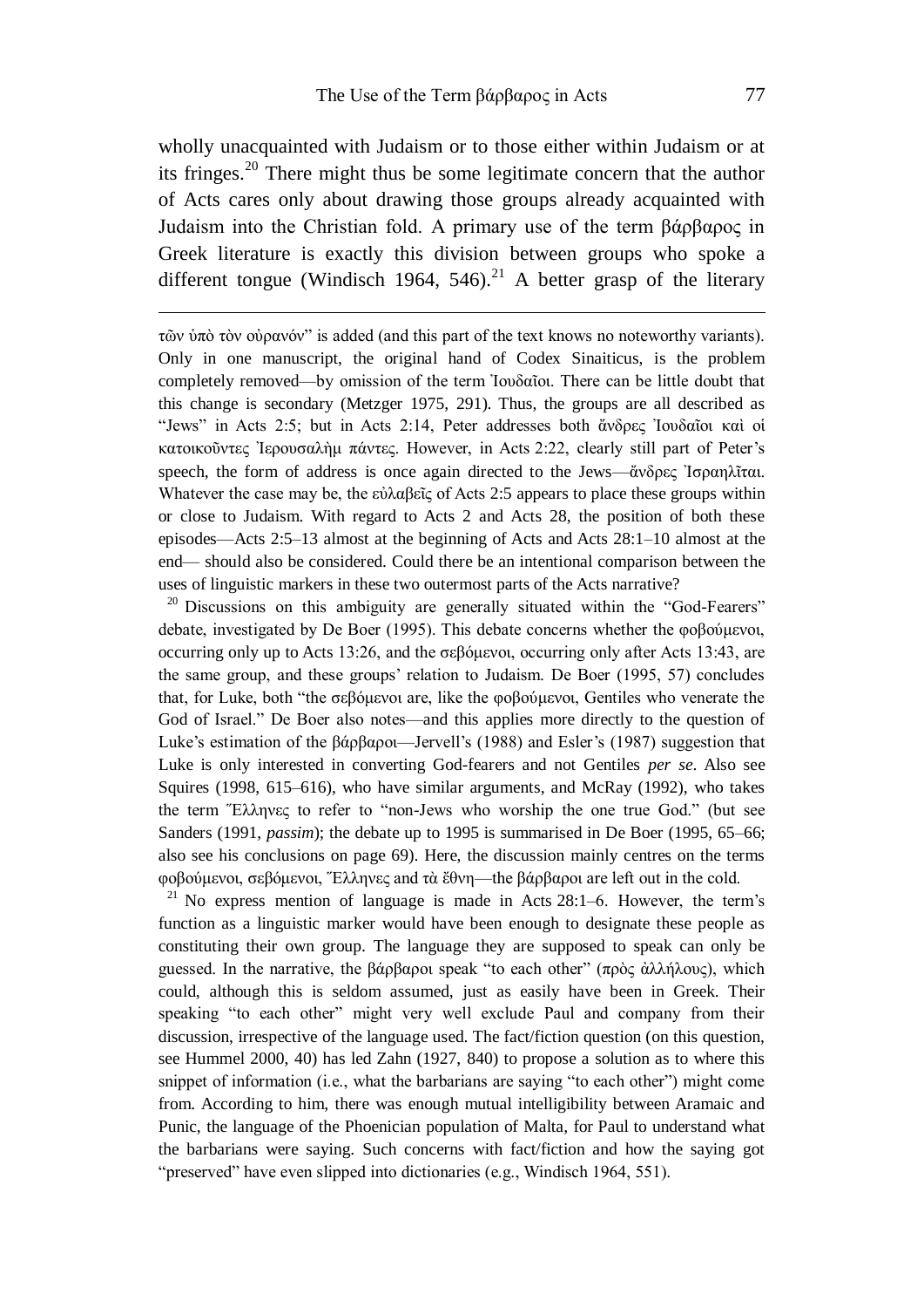wholly unacquainted with Judaism or to those either within Judaism or at its fringes.[20] There might thus be some legitimate concern that the author of Acts cares only about drawing those groups already acquainted with Judaism into the Christian fold. A primary use of the term βάρβαρος in Greek literature is exactly this division between groups who spoke a different tongue (Windisch 1964, 546).[21] A better grasp of the literary

---

τῶν ὑπὸ τὸν οὐρανόν" is added (and this part of the text knows no noteworthy variants). Only in one manuscript, the original hand of Codex Sinaiticus, is the problem completely removed—by omission of the term Ἰουδαῖοι. There can be little doubt that this change is secondary (Metzger 1975, 291). Thus, the groups are all described as "Jews" in Acts 2:5; but in Acts 2:14, Peter addresses both ἄνδρες Ἰουδαῖοι καὶ οἱ κατοικοῦντες Ἰερουσαλὴμ πάντες. However, in Acts 2:22, clearly still part of Peter's speech, the form of address is once again directed to the Jews—ἄνδρες Ἰσραηλῖται. Whatever the case may be, the εὐλαβεῖς of Acts 2:5 appears to place these groups within or close to Judaism. With regard to Acts 2 and Acts 28, the position of both these episodes—Acts 2:5–13 almost at the beginning of Acts and Acts 28:1–10 almost at the end— should also be considered. Could there be an intentional comparison between the uses of linguistic markers in these two outermost parts of the Acts narrative?

[20] Discussions on this ambiguity are generally situated within the "God-Fearers" debate, investigated by De Boer (1995). This debate concerns whether the φοβούμενοι, occurring only up to Acts 13:26, and the σεβόμενοι, occurring only after Acts 13:43, are the same group, and these groups' relation to Judaism. De Boer (1995, 57) concludes that, for Luke, both "the σεβόμενοι are, like the φοβούμενοι, Gentiles who venerate the God of Israel." De Boer also notes—and this applies more directly to the question of Luke's estimation of the βάρβαροι—Jervell's (1988) and Esler's (1987) suggestion that Luke is only interested in converting God-fearers and not Gentiles *per se*. Also see Squires (1998, 615–616), who have similar arguments, and McRay (1992), who takes the term Ἕλληνες to refer to "non-Jews who worship the one true God." (but see Sanders (1991, *passim*); the debate up to 1995 is summarised in De Boer (1995, 65–66; also see his conclusions on page 69). Here, the discussion mainly centres on the terms φοβούμενοι, σεβόμενοι, Ἕλληνες and τὰ ἔθνη—the βάρβαροι are left out in the cold.

[21] No express mention of language is made in Acts 28:1–6. However, the term's function as a linguistic marker would have been enough to designate these people as constituting their own group. The language they are supposed to speak can only be guessed. In the narrative, the βάρβαροι speak "to each other" (πρὸς ἀλλήλους), which could, although this is seldom assumed, just as easily have been in Greek. Their speaking "to each other" might very well exclude Paul and company from their discussion, irrespective of the language used. The fact/fiction question (on this question, see Hummel 2000, 40) has led Zahn (1927, 840) to propose a solution as to where this snippet of information (i.e., what the barbarians are saying "to each other") might come from. According to him, there was enough mutual intelligibility between Aramaic and Punic, the language of the Phoenician population of Malta, for Paul to understand what the barbarians were saying. Such concerns with fact/fiction and how the saying got "preserved" have even slipped into dictionaries (e.g., Windisch 1964, 551).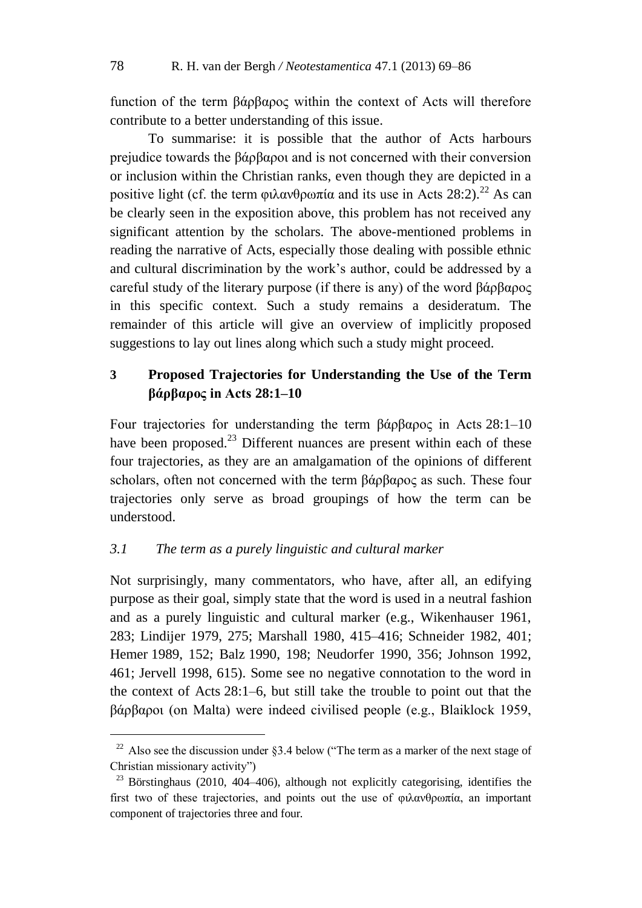function of the term βάρβαρος within the context of Acts will therefore contribute to a better understanding of this issue.

To summarise: it is possible that the author of Acts harbours prejudice towards the βάρβαροι and is not concerned with their conversion or inclusion within the Christian ranks, even though they are depicted in a positive light (cf. the term φιλανθρωπία and its use in Acts 28:2).[22] As can be clearly seen in the exposition above, this problem has not received any significant attention by the scholars. The above-mentioned problems in reading the narrative of Acts, especially those dealing with possible ethnic and cultural discrimination by the work's author, could be addressed by a careful study of the literary purpose (if there is any) of the word βάρβαρος in this specific context. Such a study remains a desideratum. The remainder of this article will give an overview of implicitly proposed suggestions to lay out lines along which such a study might proceed.

## 3 Proposed Trajectories for Understanding the Use of the Term βάρβαρος in Acts 28:1–10

Four trajectories for understanding the term βάρβαρος in Acts 28:1–10 have been proposed.[23] Different nuances are present within each of these four trajectories, as they are an amalgamation of the opinions of different scholars, often not concerned with the term βάρβαρος as such. These four trajectories only serve as broad groupings of how the term can be understood.

### *3.1 The term as a purely linguistic and cultural marker*

Not surprisingly, many commentators, who have, after all, an edifying purpose as their goal, simply state that the word is used in a neutral fashion and as a purely linguistic and cultural marker (e.g., Wikenhauser 1961, 283; Lindijer 1979, 275; Marshall 1980, 415–416; Schneider 1982, 401; Hemer 1989, 152; Balz 1990, 198; Neudorfer 1990, 356; Johnson 1992, 461; Jervell 1998, 615). Some see no negative connotation to the word in the context of Acts 28:1–6, but still take the trouble to point out that the βάρβαροι (on Malta) were indeed civilised people (e.g., Blaiklock 1959,

[22] Also see the discussion under §3.4 below ("The term as a marker of the next stage of Christian missionary activity")

[23] Börstinghaus (2010, 404–406), although not explicitly categorising, identifies the first two of these trajectories, and points out the use of φιλανθρωπία, an important component of trajectories three and four.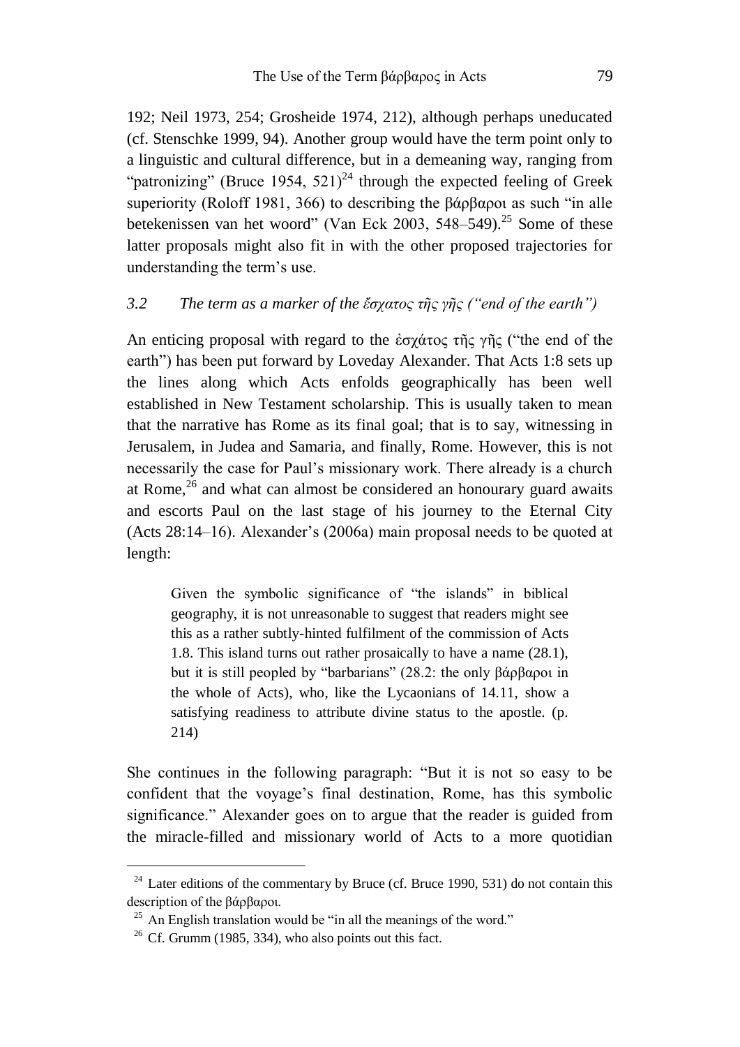192; Neil 1973, 254; Grosheide 1974, 212), although perhaps uneducated (cf. Stenschke 1999, 94). Another group would have the term point only to a linguistic and cultural difference, but in a demeaning way, ranging from "patronizing" (Bruce 1954, 521)[24] through the expected feeling of Greek superiority (Roloff 1981, 366) to describing the βάρβαροι as such "in alle betekenissen van het woord" (Van Eck 2003, 548–549).[25] Some of these latter proposals might also fit in with the other proposed trajectories for understanding the term's use.

### *3.2 The term as a marker of the ἔσχατος τῆς γῆς ("end of the earth")*

An enticing proposal with regard to the ἐσχάτος τῆς γῆς ("the end of the earth") has been put forward by Loveday Alexander. That Acts 1:8 sets up the lines along which Acts enfolds geographically has been well established in New Testament scholarship. This is usually taken to mean that the narrative has Rome as its final goal; that is to say, witnessing in Jerusalem, in Judea and Samaria, and finally, Rome. However, this is not necessarily the case for Paul's missionary work. There already is a church at Rome,[26] and what can almost be considered an honourary guard awaits and escorts Paul on the last stage of his journey to the Eternal City (Acts 28:14–16). Alexander's (2006a) main proposal needs to be quoted at length:

> Given the symbolic significance of "the islands" in biblical geography, it is not unreasonable to suggest that readers might see this as a rather subtly-hinted fulfilment of the commission of Acts 1.8. This island turns out rather prosaically to have a name (28.1), but it is still peopled by "barbarians" (28.2: the only βάρβαροι in the whole of Acts), who, like the Lycaonians of 14.11, show a satisfying readiness to attribute divine status to the apostle. (p. 214)

She continues in the following paragraph: "But it is not so easy to be confident that the voyage's final destination, Rome, has this symbolic significance." Alexander goes on to argue that the reader is guided from the miracle-filled and missionary world of Acts to a more quotidian

---

[24] Later editions of the commentary by Bruce (cf. Bruce 1990, 531) do not contain this description of the βάρβαροι.

[25] An English translation would be "in all the meanings of the word."

[26] Cf. Grumm (1985, 334), who also points out this fact.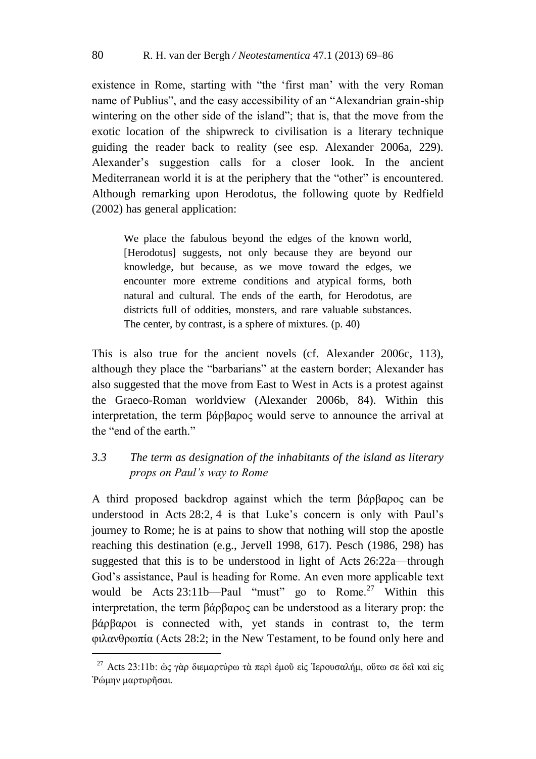existence in Rome, starting with "the 'first man' with the very Roman name of Publius", and the easy accessibility of an "Alexandrian grain-ship wintering on the other side of the island"; that is, that the move from the exotic location of the shipwreck to civilisation is a literary technique guiding the reader back to reality (see esp. Alexander 2006a, 229). Alexander's suggestion calls for a closer look. In the ancient Mediterranean world it is at the periphery that the "other" is encountered. Although remarking upon Herodotus, the following quote by Redfield (2002) has general application:

> We place the fabulous beyond the edges of the known world, [Herodotus] suggests, not only because they are beyond our knowledge, but because, as we move toward the edges, we encounter more extreme conditions and atypical forms, both natural and cultural. The ends of the earth, for Herodotus, are districts full of oddities, monsters, and rare valuable substances. The center, by contrast, is a sphere of mixtures. (p. 40)

This is also true for the ancient novels (cf. Alexander 2006c, 113), although they place the "barbarians" at the eastern border; Alexander has also suggested that the move from East to West in Acts is a protest against the Graeco-Roman worldview (Alexander 2006b, 84). Within this interpretation, the term βάρβαρος would serve to announce the arrival at the "end of the earth."

### *3.3 The term as designation of the inhabitants of the island as literary props on Paul's way to Rome*

A third proposed backdrop against which the term βάρβαρος can be understood in Acts 28:2, 4 is that Luke's concern is only with Paul's journey to Rome; he is at pains to show that nothing will stop the apostle reaching this destination (e.g., Jervell 1998, 617). Pesch (1986, 298) has suggested that this is to be understood in light of Acts 26:22a—through God's assistance, Paul is heading for Rome. An even more applicable text would be Acts 23:11b—Paul "must" go to Rome.[27] Within this interpretation, the term βάρβαρος can be understood as a literary prop: the βάρβαροι is connected with, yet stands in contrast to, the term φιλανθρωπία (Acts 28:2; in the New Testament, to be found only here and

---

[27] Acts 23:11b: ὡς γὰρ διεμαρτύρω τὰ περὶ ἐμοῦ εἰς Ἰερουσαλήμ, οὕτω σε δεῖ καὶ εἰς Ῥώμην μαρτυρῆσαι.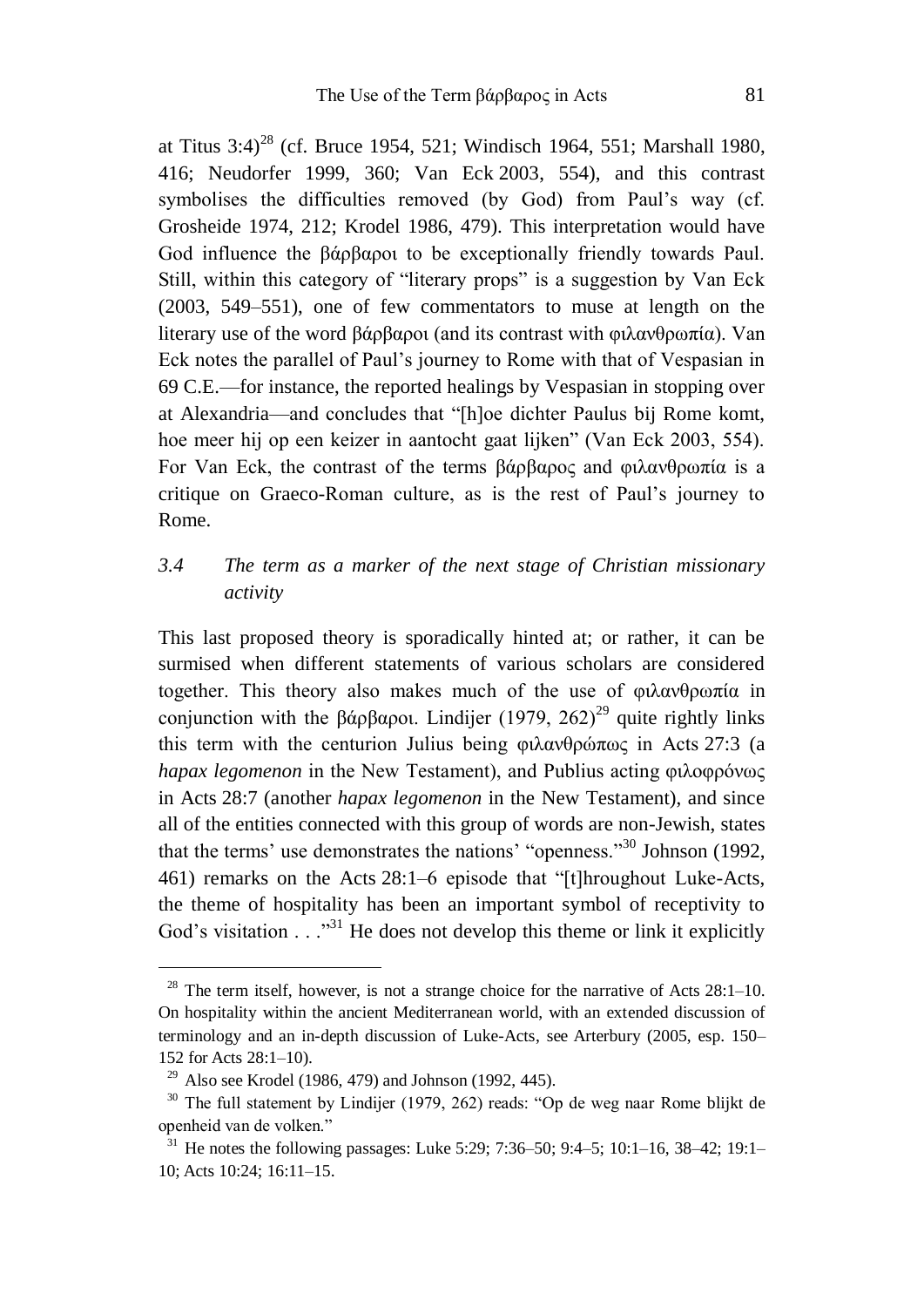at Titus 3:4)[28] (cf. Bruce 1954, 521; Windisch 1964, 551; Marshall 1980, 416; Neudorfer 1999, 360; Van Eck 2003, 554), and this contrast symbolises the difficulties removed (by God) from Paul's way (cf. Grosheide 1974, 212; Krodel 1986, 479). This interpretation would have God influence the βάρβαροι to be exceptionally friendly towards Paul. Still, within this category of "literary props" is a suggestion by Van Eck (2003, 549–551), one of few commentators to muse at length on the literary use of the word βάρβαροι (and its contrast with φιλανθρωπία). Van Eck notes the parallel of Paul's journey to Rome with that of Vespasian in 69 C.E.—for instance, the reported healings by Vespasian in stopping over at Alexandria—and concludes that "[h]oe dichter Paulus bij Rome komt, hoe meer hij op een keizer in aantocht gaat lijken" (Van Eck 2003, 554). For Van Eck, the contrast of the terms βάρβαρος and φιλανθρωπία is a critique on Graeco-Roman culture, as is the rest of Paul's journey to Rome.

### 3.4 *The term as a marker of the next stage of Christian missionary activity*

This last proposed theory is sporadically hinted at; or rather, it can be surmised when different statements of various scholars are considered together. This theory also makes much of the use of φιλανθρωπία in conjunction with the βάρβαροι. Lindijer (1979, 262)[29] quite rightly links this term with the centurion Julius being φιλανθρώπως in Acts 27:3 (a *hapax legomenon* in the New Testament), and Publius acting φιλοφρόνως in Acts 28:7 (another *hapax legomenon* in the New Testament), and since all of the entities connected with this group of words are non-Jewish, states that the terms' use demonstrates the nations' "openness."[30] Johnson (1992, 461) remarks on the Acts 28:1–6 episode that "[t]hroughout Luke-Acts, the theme of hospitality has been an important symbol of receptivity to God's visitation . . ."[31] He does not develop this theme or link it explicitly

---

[28] The term itself, however, is not a strange choice for the narrative of Acts 28:1–10. On hospitality within the ancient Mediterranean world, with an extended discussion of terminology and an in-depth discussion of Luke-Acts, see Arterbury (2005, esp. 150–152 for Acts 28:1–10).

[29] Also see Krodel (1986, 479) and Johnson (1992, 445).

[30] The full statement by Lindijer (1979, 262) reads: "Op de weg naar Rome blijkt de openheid van de volken."

[31] He notes the following passages: Luke 5:29; 7:36–50; 9:4–5; 10:1–16, 38–42; 19:1–10; Acts 10:24; 16:11–15.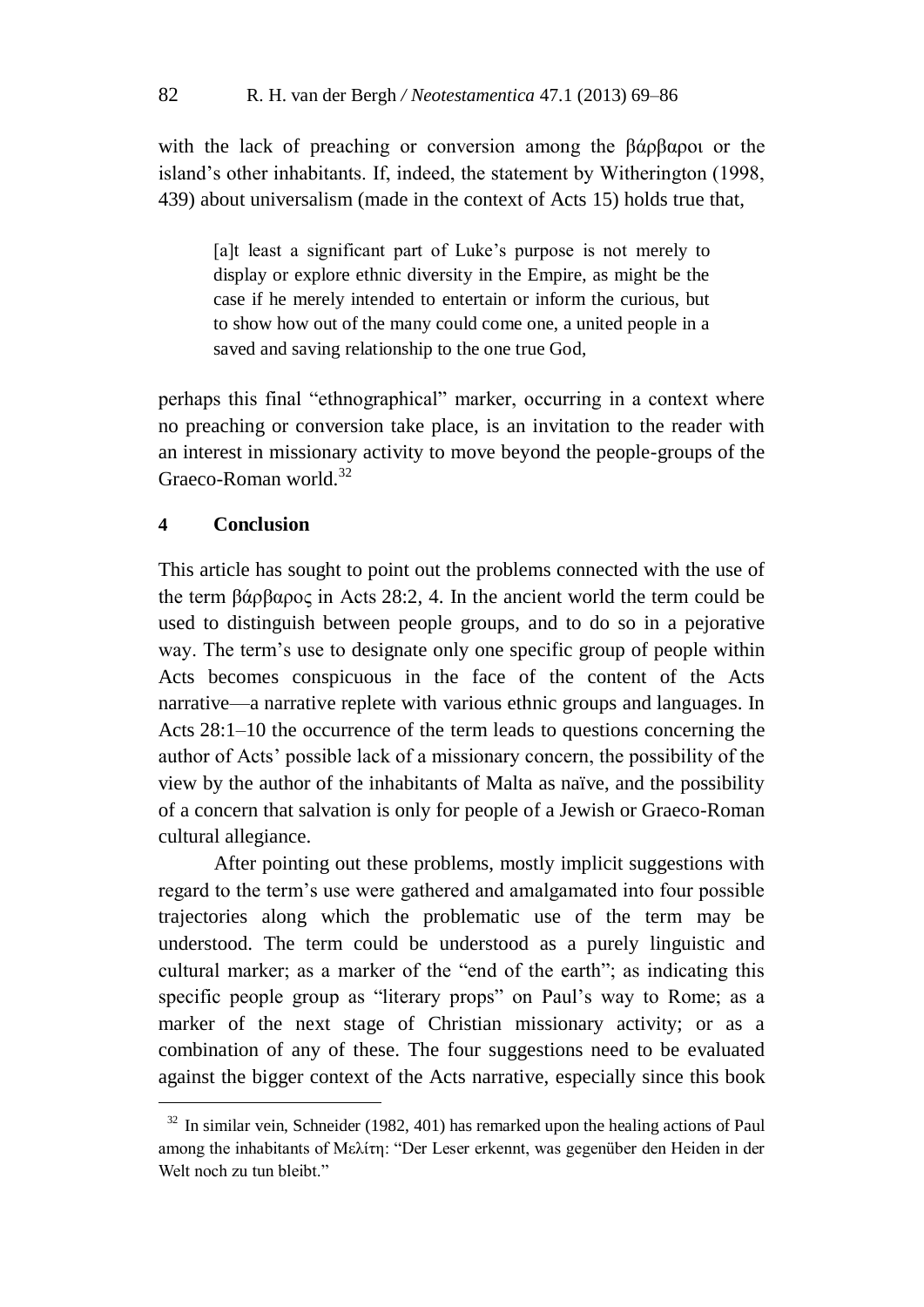with the lack of preaching or conversion among the βάρβαροι or the island's other inhabitants. If, indeed, the statement by Witherington (1998, 439) about universalism (made in the context of Acts 15) holds true that,

> [a]t least a significant part of Luke's purpose is not merely to display or explore ethnic diversity in the Empire, as might be the case if he merely intended to entertain or inform the curious, but to show how out of the many could come one, a united people in a saved and saving relationship to the one true God,

perhaps this final "ethnographical" marker, occurring in a context where no preaching or conversion take place, is an invitation to the reader with an interest in missionary activity to move beyond the people-groups of the Graeco-Roman world.[32]

## 4 Conclusion

This article has sought to point out the problems connected with the use of the term βάρβαρος in Acts 28:2, 4. In the ancient world the term could be used to distinguish between people groups, and to do so in a pejorative way. The term's use to designate only one specific group of people within Acts becomes conspicuous in the face of the content of the Acts narrative—a narrative replete with various ethnic groups and languages. In Acts 28:1–10 the occurrence of the term leads to questions concerning the author of Acts' possible lack of a missionary concern, the possibility of the view by the author of the inhabitants of Malta as naïve, and the possibility of a concern that salvation is only for people of a Jewish or Graeco-Roman cultural allegiance.

After pointing out these problems, mostly implicit suggestions with regard to the term's use were gathered and amalgamated into four possible trajectories along which the problematic use of the term may be understood. The term could be understood as a purely linguistic and cultural marker; as a marker of the "end of the earth"; as indicating this specific people group as "literary props" on Paul's way to Rome; as a marker of the next stage of Christian missionary activity; or as a combination of any of these. The four suggestions need to be evaluated against the bigger context of the Acts narrative, especially since this book

[32] In similar vein, Schneider (1982, 401) has remarked upon the healing actions of Paul among the inhabitants of Μελίτη: "Der Leser erkennt, was gegenüber den Heiden in der Welt noch zu tun bleibt."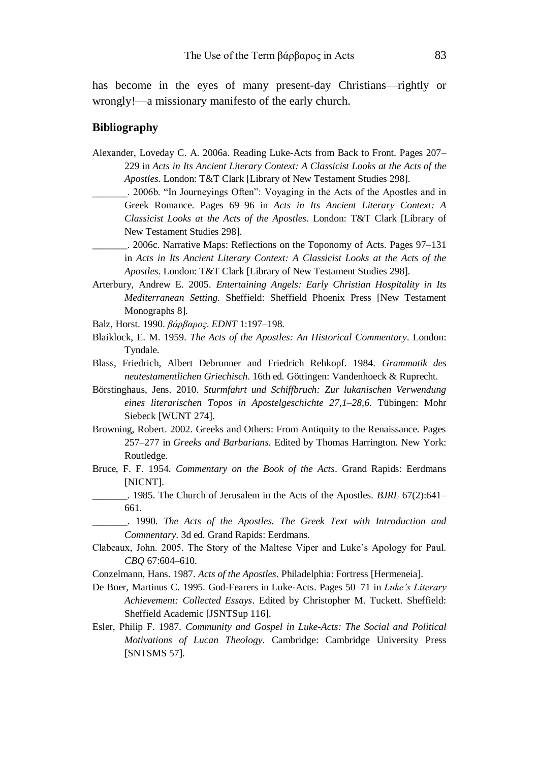has become in the eyes of many present-day Christians—rightly or wrongly!—a missionary manifesto of the early church.

## Bibliography

Alexander, Loveday C. A. 2006a. Reading Luke-Acts from Back to Front. Pages 207–229 in *Acts in Its Ancient Literary Context: A Classicist Looks at the Acts of the Apostles*. London: T&T Clark [Library of New Testament Studies 298].

_______. 2006b. "In Journeyings Often": Voyaging in the Acts of the Apostles and in Greek Romance. Pages 69–96 in *Acts in Its Ancient Literary Context: A Classicist Looks at the Acts of the Apostles*. London: T&T Clark [Library of New Testament Studies 298].

_______. 2006c. Narrative Maps: Reflections on the Toponomy of Acts. Pages 97–131 in *Acts in Its Ancient Literary Context: A Classicist Looks at the Acts of the Apostles*. London: T&T Clark [Library of New Testament Studies 298].

Arterbury, Andrew E. 2005. *Entertaining Angels: Early Christian Hospitality in Its Mediterranean Setting*. Sheffield: Sheffield Phoenix Press [New Testament Monographs 8].

Balz, Horst. 1990. *βάρβαρος*. *EDNT* 1:197–198.

Blaiklock, E. M. 1959. *The Acts of the Apostles: An Historical Commentary*. London: Tyndale.

Blass, Friedrich, Albert Debrunner and Friedrich Rehkopf. 1984. *Grammatik des neutestamentlichen Griechisch*. 16th ed. Göttingen: Vandenhoeck & Ruprecht.

Börstinghaus, Jens. 2010. *Sturmfahrt und Schiffbruch: Zur lukanischen Verwendung eines literarischen Topos in Apostelgeschichte 27,1–28,6*. Tübingen: Mohr Siebeck [WUNT 274].

Browning, Robert. 2002. Greeks and Others: From Antiquity to the Renaissance. Pages 257–277 in *Greeks and Barbarians*. Edited by Thomas Harrington. New York: Routledge.

Bruce, F. F. 1954. *Commentary on the Book of the Acts*. Grand Rapids: Eerdmans [NICNT].

_______. 1985. The Church of Jerusalem in the Acts of the Apostles. *BJRL* 67(2):641–661.

_______. 1990. *The Acts of the Apostles. The Greek Text with Introduction and Commentary*. 3d ed. Grand Rapids: Eerdmans.

Clabeaux, John. 2005. The Story of the Maltese Viper and Luke's Apology for Paul. *CBQ* 67:604–610.

Conzelmann, Hans. 1987. *Acts of the Apostles*. Philadelphia: Fortress [Hermeneia].

De Boer, Martinus C. 1995. God-Fearers in Luke-Acts. Pages 50–71 in *Luke's Literary Achievement: Collected Essays*. Edited by Christopher M. Tuckett. Sheffield: Sheffield Academic [JSNTSup 116].

Esler, Philip F. 1987. *Community and Gospel in Luke-Acts: The Social and Political Motivations of Lucan Theology*. Cambridge: Cambridge University Press [SNTSMS 57].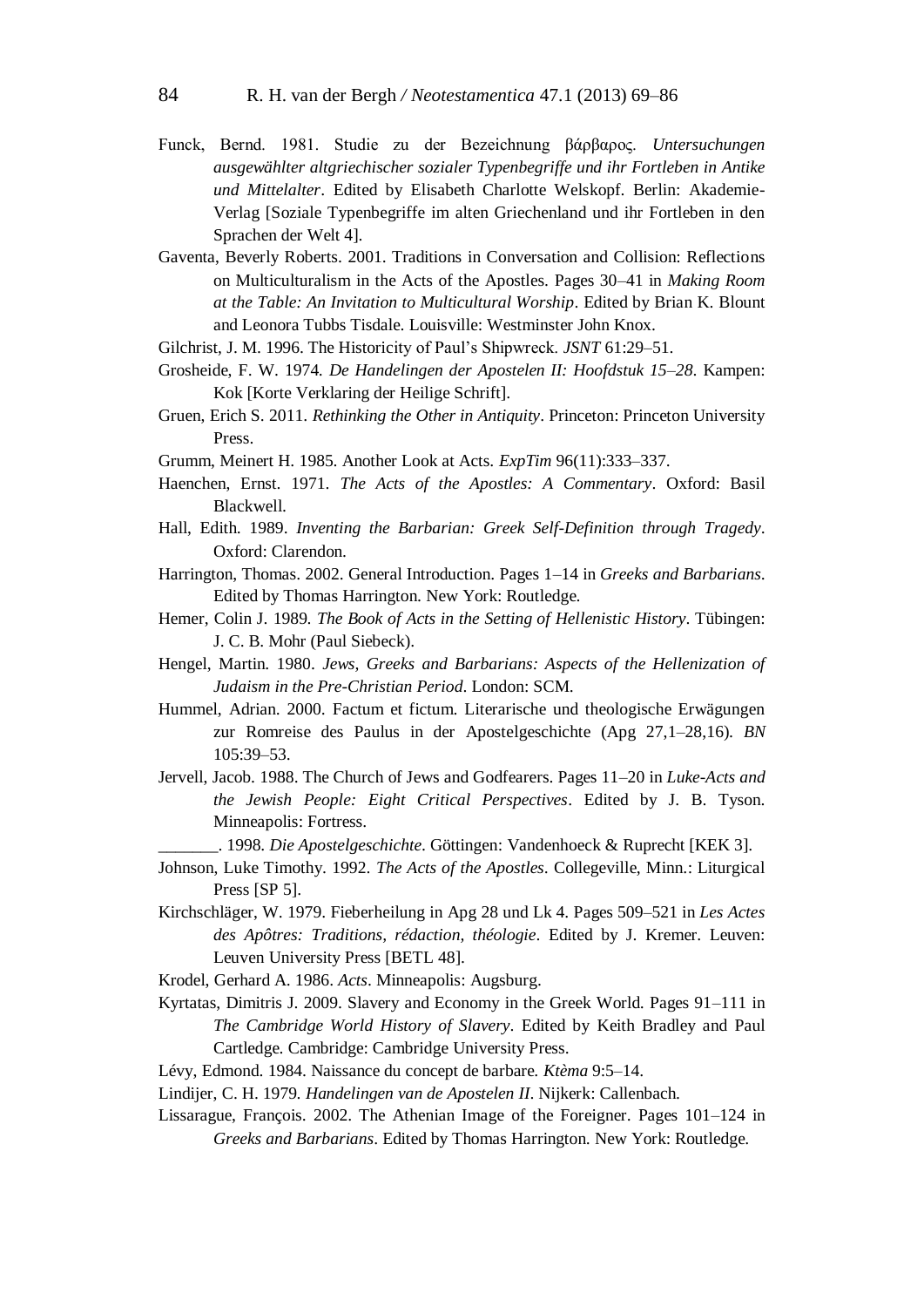Funck, Bernd. 1981. Studie zu der Bezeichnung βάρβαρος. *Untersuchungen ausgewählter altgriechischer sozialer Typenbegriffe und ihr Fortleben in Antike und Mittelalter*. Edited by Elisabeth Charlotte Welskopf. Berlin: Akademie-Verlag [Soziale Typenbegriffe im alten Griechenland und ihr Fortleben in den Sprachen der Welt 4].

Gaventa, Beverly Roberts. 2001. Traditions in Conversation and Collision: Reflections on Multiculturalism in the Acts of the Apostles. Pages 30–41 in *Making Room at the Table: An Invitation to Multicultural Worship*. Edited by Brian K. Blount and Leonora Tubbs Tisdale. Louisville: Westminster John Knox.

Gilchrist, J. M. 1996. The Historicity of Paul's Shipwreck. *JSNT* 61:29–51.

Grosheide, F. W. 1974. *De Handelingen der Apostelen II: Hoofdstuk 15–28*. Kampen: Kok [Korte Verklaring der Heilige Schrift].

Gruen, Erich S. 2011. *Rethinking the Other in Antiquity*. Princeton: Princeton University Press.

Grumm, Meinert H. 1985. Another Look at Acts. *ExpTim* 96(11):333–337.

Haenchen, Ernst. 1971. *The Acts of the Apostles: A Commentary*. Oxford: Basil Blackwell.

Hall, Edith. 1989. *Inventing the Barbarian: Greek Self-Definition through Tragedy*. Oxford: Clarendon.

Harrington, Thomas. 2002. General Introduction. Pages 1–14 in *Greeks and Barbarians*. Edited by Thomas Harrington. New York: Routledge.

Hemer, Colin J. 1989. *The Book of Acts in the Setting of Hellenistic History*. Tübingen: J. C. B. Mohr (Paul Siebeck).

Hengel, Martin. 1980. *Jews, Greeks and Barbarians: Aspects of the Hellenization of Judaism in the Pre-Christian Period*. London: SCM.

Hummel, Adrian. 2000. Factum et fictum. Literarische und theologische Erwägungen zur Romreise des Paulus in der Apostelgeschichte (Apg 27,1–28,16). *BN* 105:39–53.

Jervell, Jacob. 1988. The Church of Jews and Godfearers. Pages 11–20 in *Luke-Acts and the Jewish People: Eight Critical Perspectives*. Edited by J. B. Tyson. Minneapolis: Fortress.

_______. 1998. *Die Apostelgeschichte*. Göttingen: Vandenhoeck & Ruprecht [KEK 3].

Johnson, Luke Timothy. 1992. *The Acts of the Apostles*. Collegeville, Minn.: Liturgical Press [SP 5].

Kirchschläger, W. 1979. Fieberheilung in Apg 28 und Lk 4. Pages 509–521 in *Les Actes des Apôtres: Traditions, rédaction, théologie*. Edited by J. Kremer. Leuven: Leuven University Press [BETL 48].

Krodel, Gerhard A. 1986. *Acts*. Minneapolis: Augsburg.

Kyrtatas, Dimitris J. 2009. Slavery and Economy in the Greek World. Pages 91–111 in *The Cambridge World History of Slavery*. Edited by Keith Bradley and Paul Cartledge. Cambridge: Cambridge University Press.

Lévy, Edmond. 1984. Naissance du concept de barbare. *Ktèma* 9:5–14.

Lindijer, C. H. 1979. *Handelingen van de Apostelen II*. Nijkerk: Callenbach.

Lissarague, François. 2002. The Athenian Image of the Foreigner. Pages 101–124 in *Greeks and Barbarians*. Edited by Thomas Harrington. New York: Routledge.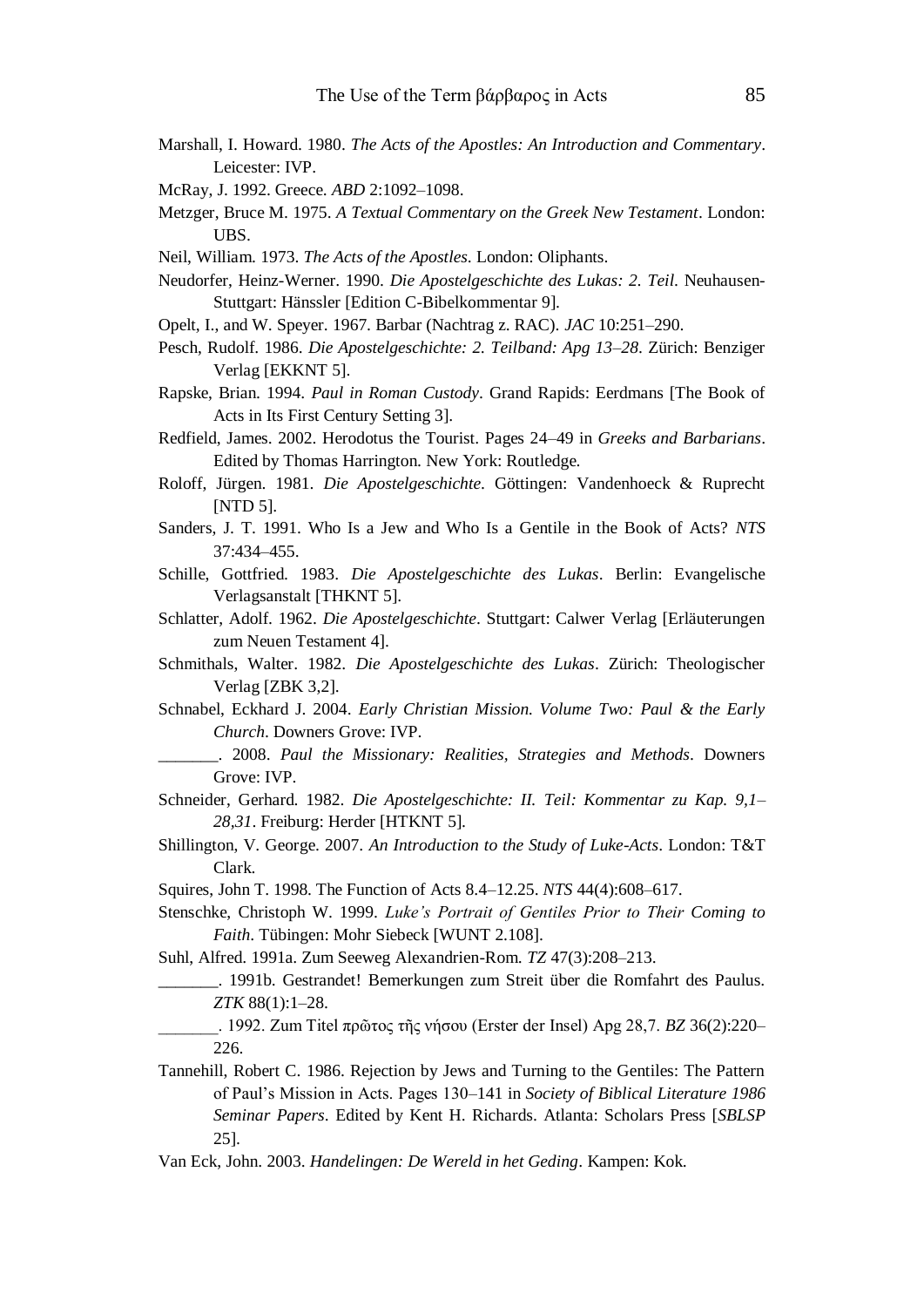Marshall, I. Howard. 1980. *The Acts of the Apostles: An Introduction and Commentary*. Leicester: IVP.

McRay, J. 1992. Greece. *ABD* 2:1092–1098.

Metzger, Bruce M. 1975. *A Textual Commentary on the Greek New Testament*. London: UBS.

Neil, William. 1973. *The Acts of the Apostles*. London: Oliphants.

Neudorfer, Heinz-Werner. 1990. *Die Apostelgeschichte des Lukas: 2. Teil*. Neuhausen-Stuttgart: Hänssler [Edition C-Bibelkommentar 9].

Opelt, I., and W. Speyer. 1967. Barbar (Nachtrag z. RAC). *JAC* 10:251–290.

Pesch, Rudolf. 1986. *Die Apostelgeschichte: 2. Teilband: Apg 13–28*. Zürich: Benziger Verlag [EKKNT 5].

Rapske, Brian. 1994. *Paul in Roman Custody*. Grand Rapids: Eerdmans [The Book of Acts in Its First Century Setting 3].

Redfield, James. 2002. Herodotus the Tourist. Pages 24–49 in *Greeks and Barbarians*. Edited by Thomas Harrington. New York: Routledge.

Roloff, Jürgen. 1981. *Die Apostelgeschichte*. Göttingen: Vandenhoeck & Ruprecht [NTD 5].

Sanders, J. T. 1991. Who Is a Jew and Who Is a Gentile in the Book of Acts? *NTS* 37:434–455.

Schille, Gottfried. 1983. *Die Apostelgeschichte des Lukas*. Berlin: Evangelische Verlagsanstalt [THKNT 5].

Schlatter, Adolf. 1962. *Die Apostelgeschichte*. Stuttgart: Calwer Verlag [Erläuterungen zum Neuen Testament 4].

Schmithals, Walter. 1982. *Die Apostelgeschichte des Lukas*. Zürich: Theologischer Verlag [ZBK 3,2].

Schnabel, Eckhard J. 2004. *Early Christian Mission. Volume Two: Paul & the Early Church*. Downers Grove: IVP.

_______. 2008. *Paul the Missionary: Realities, Strategies and Methods*. Downers Grove: IVP.

Schneider, Gerhard. 1982. *Die Apostelgeschichte: II. Teil: Kommentar zu Kap. 9,1–28,31*. Freiburg: Herder [HTKNT 5].

Shillington, V. George. 2007. *An Introduction to the Study of Luke-Acts*. London: T&T Clark.

Squires, John T. 1998. The Function of Acts 8.4–12.25. *NTS* 44(4):608–617.

Stenschke, Christoph W. 1999. *Luke's Portrait of Gentiles Prior to Their Coming to Faith*. Tübingen: Mohr Siebeck [WUNT 2.108].

Suhl, Alfred. 1991a. Zum Seeweg Alexandrien-Rom. *TZ* 47(3):208–213.

_______. 1991b. Gestrandet! Bemerkungen zum Streit über die Romfahrt des Paulus. *ZTK* 88(1):1–28.

_______. 1992. Zum Titel πρῶτος τῆς νήσου (Erster der Insel) Apg 28,7. *BZ* 36(2):220–226.

Tannehill, Robert C. 1986. Rejection by Jews and Turning to the Gentiles: The Pattern of Paul's Mission in Acts. Pages 130–141 in *Society of Biblical Literature 1986 Seminar Papers*. Edited by Kent H. Richards. Atlanta: Scholars Press [*SBLSP* 25].

Van Eck, John. 2003. *Handelingen: De Wereld in het Geding*. Kampen: Kok.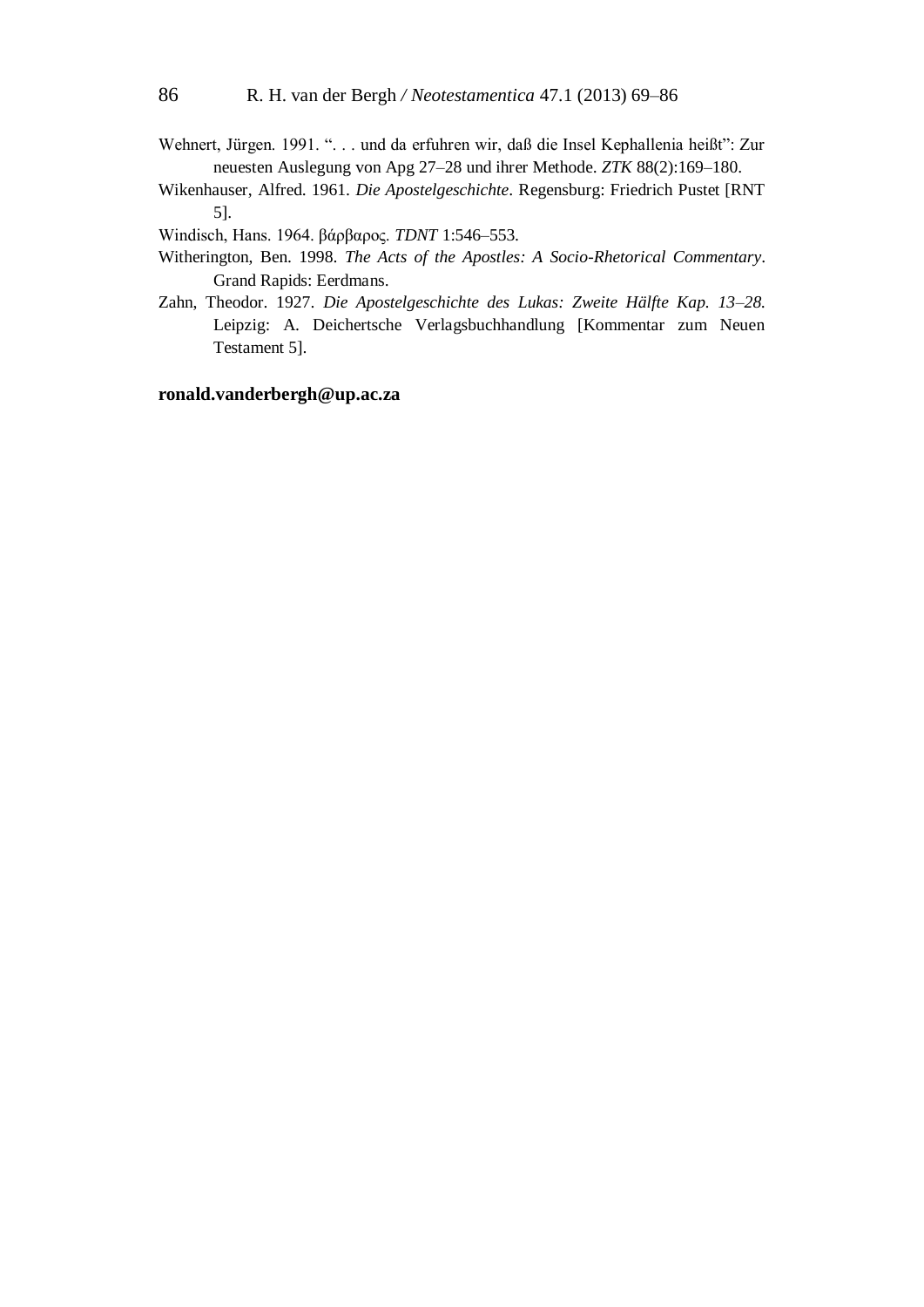Wehnert, Jürgen. 1991. ". . . und da erfuhren wir, daß die Insel Kephallenia heißt": Zur neuesten Auslegung von Apg 27–28 und ihrer Methode. *ZTK* 88(2):169–180.

Wikenhauser, Alfred. 1961. *Die Apostelgeschichte*. Regensburg: Friedrich Pustet [RNT 5].

Windisch, Hans. 1964. βάρβαρος. *TDNT* 1:546–553.

Witherington, Ben. 1998. *The Acts of the Apostles: A Socio-Rhetorical Commentary*. Grand Rapids: Eerdmans.

Zahn, Theodor. 1927. *Die Apostelgeschichte des Lukas: Zweite Hälfte Kap. 13–28.* Leipzig: A. Deichertsche Verlagsbuchhandlung [Kommentar zum Neuen Testament 5].

**ronald.vanderbergh@up.ac.za**